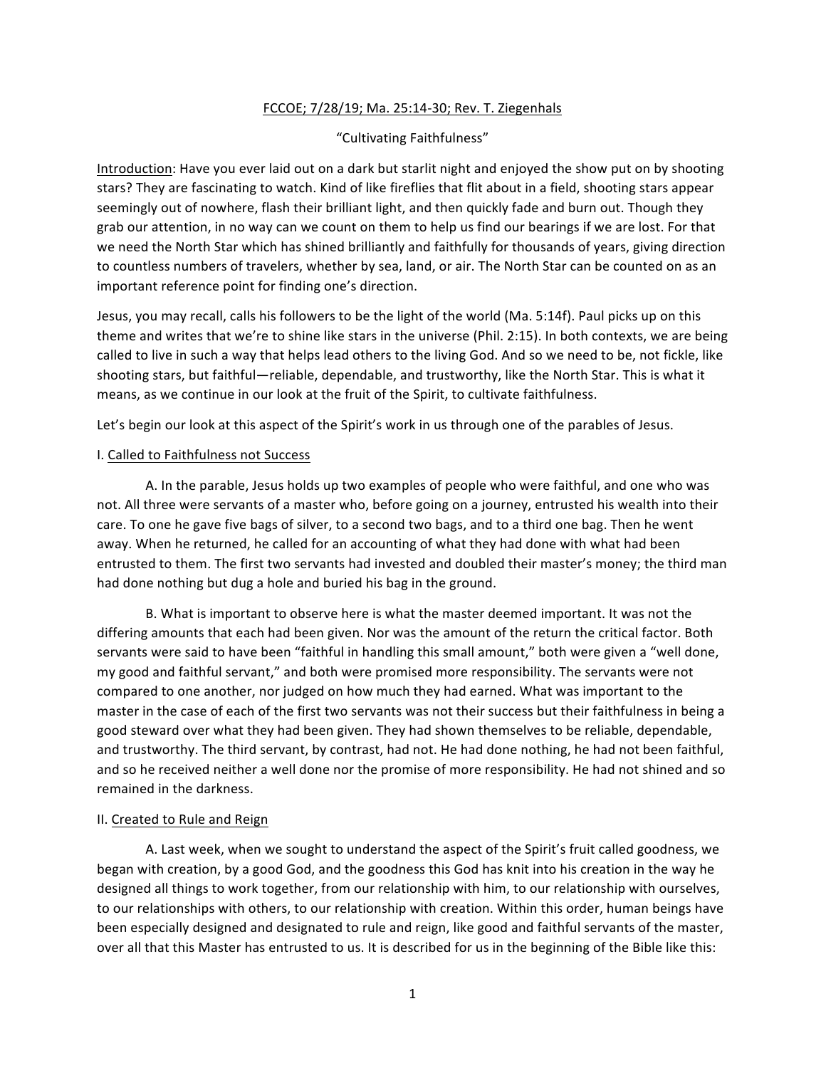FCCOE; 7/28/19; Ma. 25:14-30; Rev. T. Ziegenhals

"Cultivating Faithfulness"

Introduction: Have you ever laid out on a dark but starlit night and enjoyed the show put on by shooting stars? They are fascinating to watch. Kind of like fireflies that flit about in a field, shooting stars appear seemingly out of nowhere, flash their brilliant light, and then quickly fade and burn out. Though they grab our attention, in no way can we count on them to help us find our bearings if we are lost. For that we need the North Star which has shined brilliantly and faithfully for thousands of years, giving direction to countless numbers of travelers, whether by sea, land, or air. The North Star can be counted on as an important reference point for finding one's direction.

Jesus, you may recall, calls his followers to be the light of the world (Ma. 5:14f). Paul picks up on this theme and writes that we're to shine like stars in the universe (Phil. 2:15). In both contexts, we are being called to live in such a way that helps lead others to the living God. And so we need to be, not fickle, like shooting stars, but faithful—reliable, dependable, and trustworthy, like the North Star. This is what it means, as we continue in our look at the fruit of the Spirit, to cultivate faithfulness.

Let's begin our look at this aspect of the Spirit's work in us through one of the parables of Jesus.

I. Called to Faithfulness not Success

A. In the parable, Jesus holds up two examples of people who were faithful, and one who was not. All three were servants of a master who, before going on a journey, entrusted his wealth into their care. To one he gave five bags of silver, to a second two bags, and to a third one bag. Then he went away. When he returned, he called for an accounting of what they had done with what had been entrusted to them. The first two servants had invested and doubled their master's money; the third man had done nothing but dug a hole and buried his bag in the ground.

B. What is important to observe here is what the master deemed important. It was not the differing amounts that each had been given. Nor was the amount of the return the critical factor. Both servants were said to have been "faithful in handling this small amount," both were given a "well done, my good and faithful servant," and both were promised more responsibility. The servants were not compared to one another, nor judged on how much they had earned. What was important to the master in the case of each of the first two servants was not their success but their faithfulness in being a good steward over what they had been given. They had shown themselves to be reliable, dependable, and trustworthy. The third servant, by contrast, had not. He had done nothing, he had not been faithful, and so he received neither a well done nor the promise of more responsibility. He had not shined and so remained in the darkness.

II. Created to Rule and Reign

A. Last week, when we sought to understand the aspect of the Spirit's fruit called goodness, we began with creation, by a good God, and the goodness this God has knit into his creation in the way he designed all things to work together, from our relationship with him, to our relationship with ourselves, to our relationships with others, to our relationship with creation. Within this order, human beings have been especially designed and designated to rule and reign, like good and faithful servants of the master, over all that this Master has entrusted to us. It is described for us in the beginning of the Bible like this: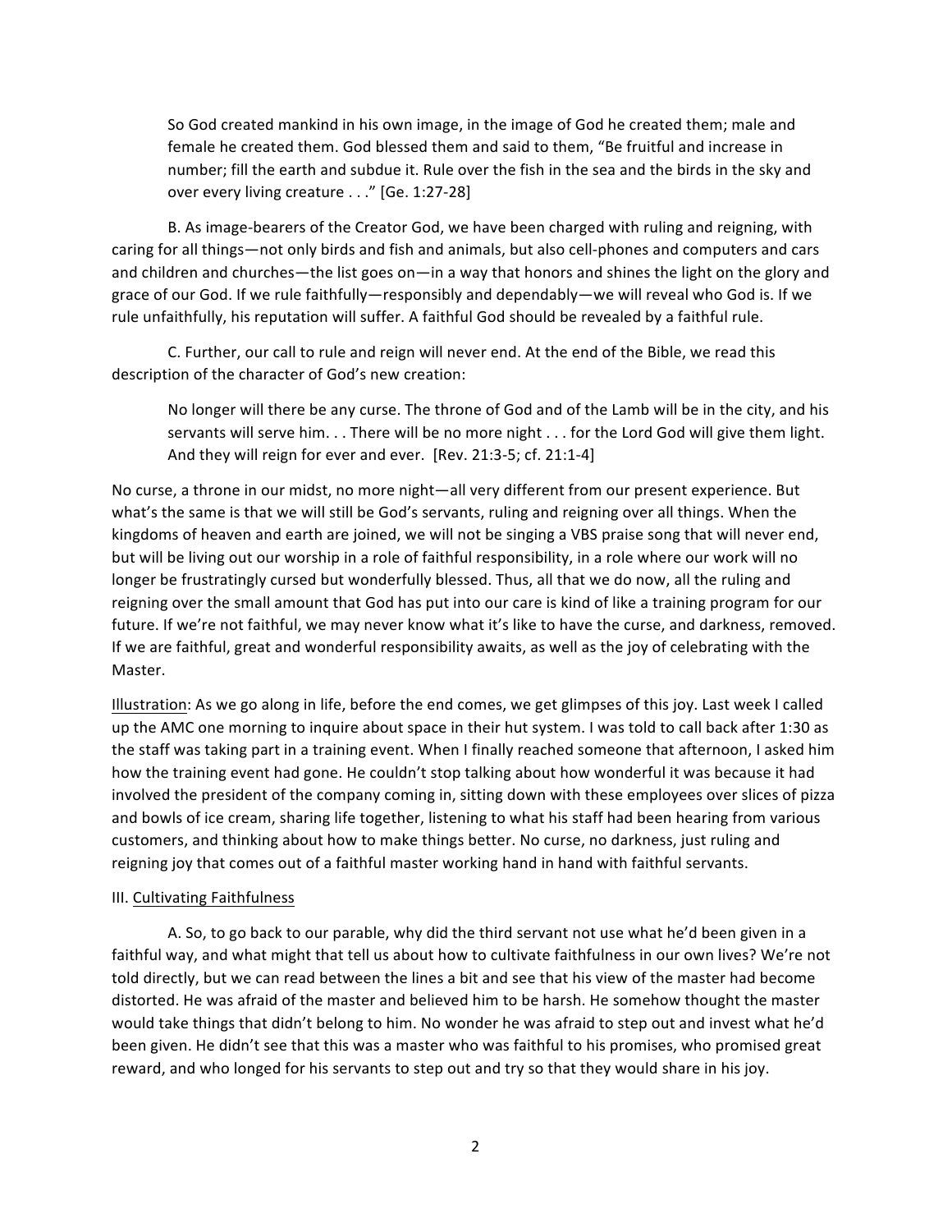> So God created mankind in his own image, in the image of God he created them; male and female he created them. God blessed them and said to them, "Be fruitful and increase in number; fill the earth and subdue it. Rule over the fish in the sea and the birds in the sky and over every living creature . . ." [Ge. 1:27-28]

B. As image-bearers of the Creator God, we have been charged with ruling and reigning, with caring for all things—not only birds and fish and animals, but also cell-phones and computers and cars and children and churches—the list goes on—in a way that honors and shines the light on the glory and grace of our God. If we rule faithfully—responsibly and dependably—we will reveal who God is. If we rule unfaithfully, his reputation will suffer. A faithful God should be revealed by a faithful rule.

C. Further, our call to rule and reign will never end. At the end of the Bible, we read this description of the character of God's new creation:

> No longer will there be any curse. The throne of God and of the Lamb will be in the city, and his servants will serve him. . . There will be no more night . . . for the Lord God will give them light. And they will reign for ever and ever. [Rev. 21:3-5; cf. 21:1-4]

No curse, a throne in our midst, no more night—all very different from our present experience. But what's the same is that we will still be God's servants, ruling and reigning over all things. When the kingdoms of heaven and earth are joined, we will not be singing a VBS praise song that will never end, but will be living out our worship in a role of faithful responsibility, in a role where our work will no longer be frustratingly cursed but wonderfully blessed. Thus, all that we do now, all the ruling and reigning over the small amount that God has put into our care is kind of like a training program for our future. If we're not faithful, we may never know what it's like to have the curse, and darkness, removed. If we are faithful, great and wonderful responsibility awaits, as well as the joy of celebrating with the Master.

<u>Illustration</u>: As we go along in life, before the end comes, we get glimpses of this joy. Last week I called up the AMC one morning to inquire about space in their hut system. I was told to call back after 1:30 as the staff was taking part in a training event. When I finally reached someone that afternoon, I asked him how the training event had gone. He couldn't stop talking about how wonderful it was because it had involved the president of the company coming in, sitting down with these employees over slices of pizza and bowls of ice cream, sharing life together, listening to what his staff had been hearing from various customers, and thinking about how to make things better. No curse, no darkness, just ruling and reigning joy that comes out of a faithful master working hand in hand with faithful servants.

III. <u>Cultivating Faithfulness</u>

A. So, to go back to our parable, why did the third servant not use what he'd been given in a faithful way, and what might that tell us about how to cultivate faithfulness in our own lives? We're not told directly, but we can read between the lines a bit and see that his view of the master had become distorted. He was afraid of the master and believed him to be harsh. He somehow thought the master would take things that didn't belong to him. No wonder he was afraid to step out and invest what he'd been given. He didn't see that this was a master who was faithful to his promises, who promised great reward, and who longed for his servants to step out and try so that they would share in his joy.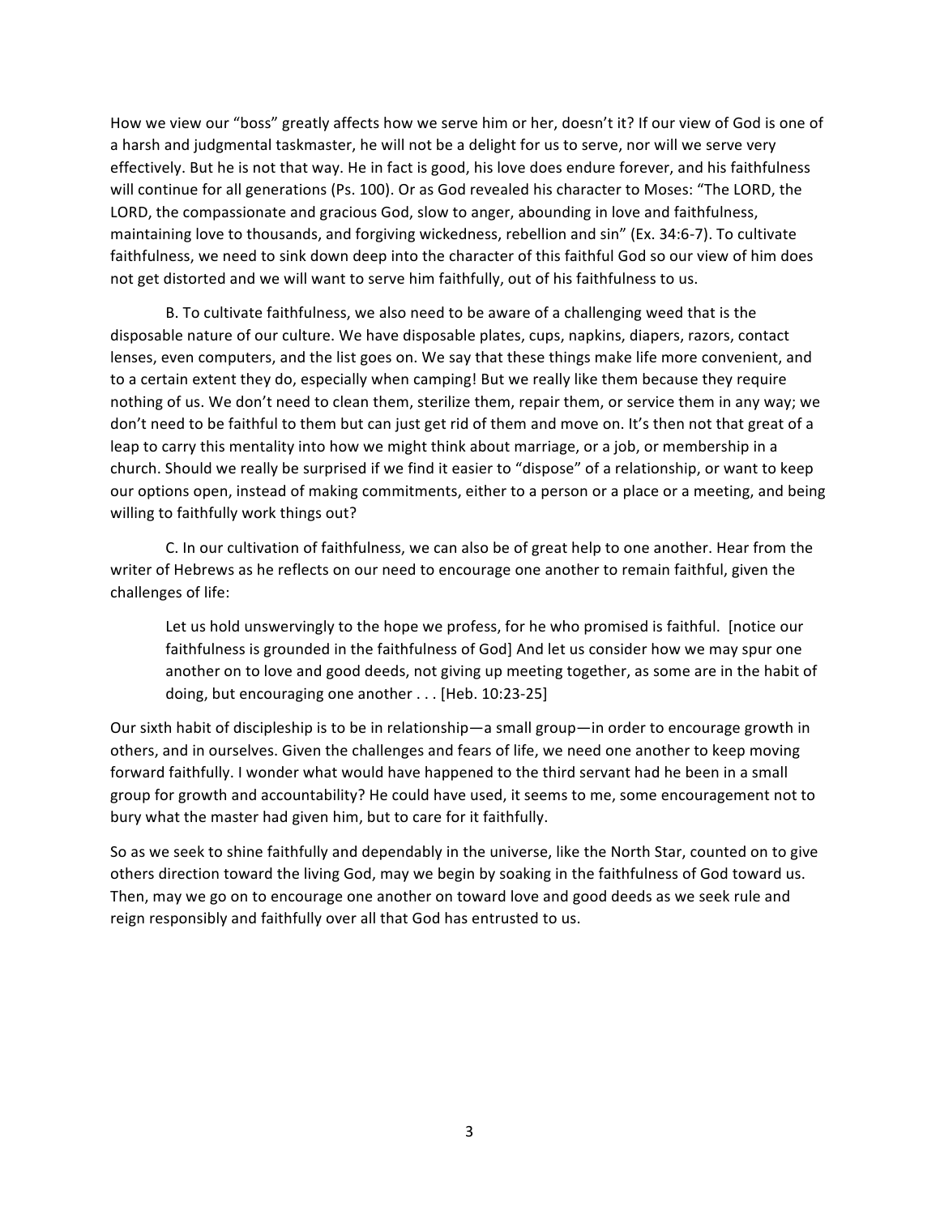How we view our "boss" greatly affects how we serve him or her, doesn't it? If our view of God is one of a harsh and judgmental taskmaster, he will not be a delight for us to serve, nor will we serve very effectively. But he is not that way. He in fact is good, his love does endure forever, and his faithfulness will continue for all generations (Ps. 100). Or as God revealed his character to Moses: "The LORD, the LORD, the compassionate and gracious God, slow to anger, abounding in love and faithfulness, maintaining love to thousands, and forgiving wickedness, rebellion and sin" (Ex. 34:6-7). To cultivate faithfulness, we need to sink down deep into the character of this faithful God so our view of him does not get distorted and we will want to serve him faithfully, out of his faithfulness to us.

B. To cultivate faithfulness, we also need to be aware of a challenging weed that is the disposable nature of our culture. We have disposable plates, cups, napkins, diapers, razors, contact lenses, even computers, and the list goes on. We say that these things make life more convenient, and to a certain extent they do, especially when camping! But we really like them because they require nothing of us. We don't need to clean them, sterilize them, repair them, or service them in any way; we don't need to be faithful to them but can just get rid of them and move on. It's then not that great of a leap to carry this mentality into how we might think about marriage, or a job, or membership in a church. Should we really be surprised if we find it easier to "dispose" of a relationship, or want to keep our options open, instead of making commitments, either to a person or a place or a meeting, and being willing to faithfully work things out?

C. In our cultivation of faithfulness, we can also be of great help to one another. Hear from the writer of Hebrews as he reflects on our need to encourage one another to remain faithful, given the challenges of life:

> Let us hold unswervingly to the hope we profess, for he who promised is faithful. [notice our faithfulness is grounded in the faithfulness of God] And let us consider how we may spur one another on to love and good deeds, not giving up meeting together, as some are in the habit of doing, but encouraging one another . . . [Heb. 10:23-25]

Our sixth habit of discipleship is to be in relationship—a small group—in order to encourage growth in others, and in ourselves. Given the challenges and fears of life, we need one another to keep moving forward faithfully. I wonder what would have happened to the third servant had he been in a small group for growth and accountability? He could have used, it seems to me, some encouragement not to bury what the master had given him, but to care for it faithfully.

So as we seek to shine faithfully and dependably in the universe, like the North Star, counted on to give others direction toward the living God, may we begin by soaking in the faithfulness of God toward us. Then, may we go on to encourage one another on toward love and good deeds as we seek rule and reign responsibly and faithfully over all that God has entrusted to us.